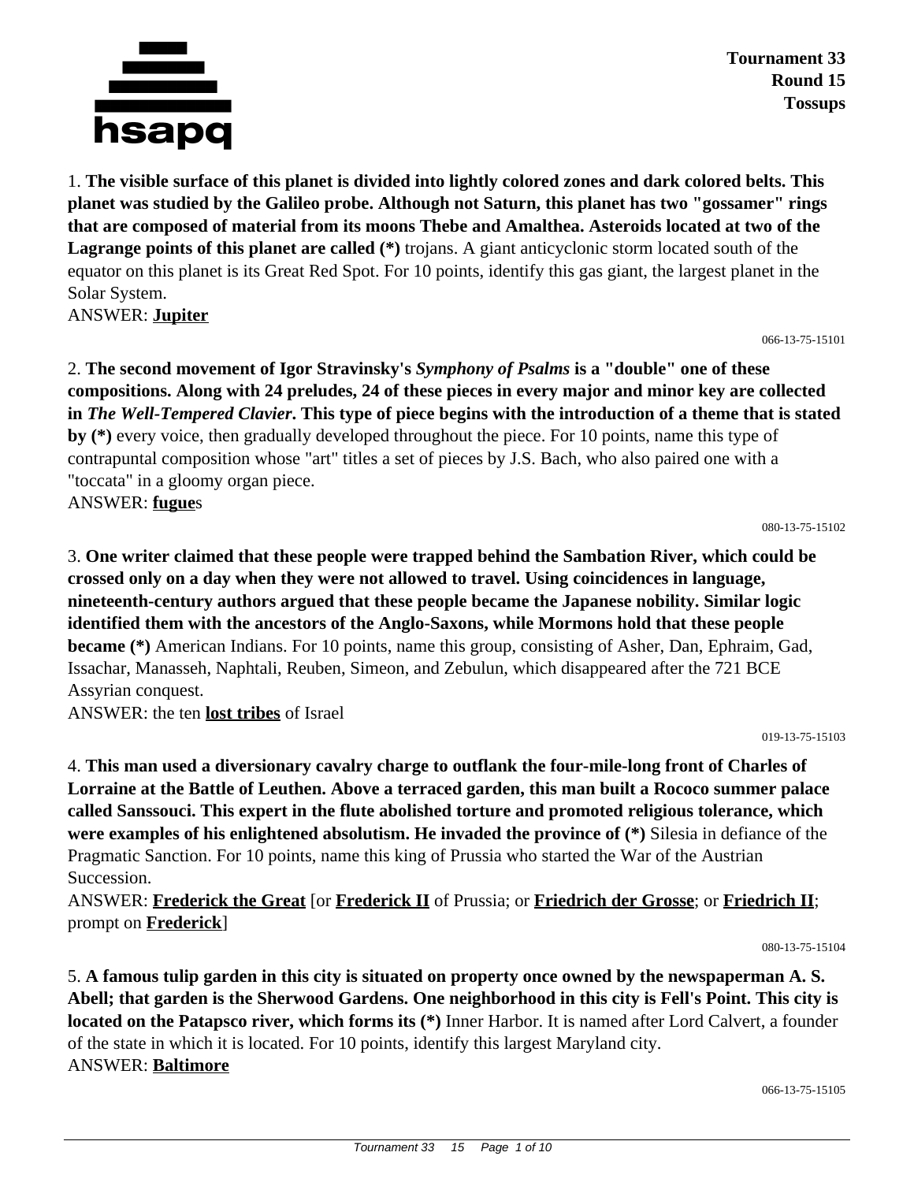**Tournament 33**
**Round 15**
**Tossups**

1. **The visible surface of this planet is divided into lightly colored zones and dark colored belts. This planet was studied by the Galileo probe. Although not Saturn, this planet has two "gossamer" rings that are composed of material from its moons Thebe and Amalthea. Asteroids located at two of the Lagrange points of this planet are called (*)** trojans. A giant anticyclonic storm located south of the equator on this planet is its Great Red Spot. For 10 points, identify this gas giant, the largest planet in the Solar System.
ANSWER: **Jupiter**

066-13-75-15101

2. **The second movement of Igor Stravinsky's *Symphony of Psalms* is a "double" one of these compositions. Along with 24 preludes, 24 of these pieces in every major and minor key are collected in *The Well-Tempered Clavier*. This type of piece begins with the introduction of a theme that is stated by (*)** every voice, then gradually developed throughout the piece. For 10 points, name this type of contrapuntal composition whose "art" titles a set of pieces by J.S. Bach, who also paired one with a "toccata" in a gloomy organ piece.
ANSWER: **fugue**s

080-13-75-15102

3. **One writer claimed that these people were trapped behind the Sambation River, which could be crossed only on a day when they were not allowed to travel. Using coincidences in language, nineteenth-century authors argued that these people became the Japanese nobility. Similar logic identified them with the ancestors of the Anglo-Saxons, while Mormons hold that these people became (*)** American Indians. For 10 points, name this group, consisting of Asher, Dan, Ephraim, Gad, Issachar, Manasseh, Naphtali, Reuben, Simeon, and Zebulun, which disappeared after the 721 BCE Assyrian conquest.
ANSWER: the ten **lost tribes** of Israel

019-13-75-15103

4. **This man used a diversionary cavalry charge to outflank the four-mile-long front of Charles of Lorraine at the Battle of Leuthen. Above a terraced garden, this man built a Rococo summer palace called Sanssouci. This expert in the flute abolished torture and promoted religious tolerance, which were examples of his enlightened absolutism. He invaded the province of (*)** Silesia in defiance of the Pragmatic Sanction. For 10 points, name this king of Prussia who started the War of the Austrian Succession.
ANSWER: **Frederick the Great** [or **Frederick II** of Prussia; or **Friedrich der Grosse**; or **Friedrich II**; prompt on **Frederick**]

080-13-75-15104

5. **A famous tulip garden in this city is situated on property once owned by the newspaperman A. S. Abell; that garden is the Sherwood Gardens. One neighborhood in this city is Fell's Point. This city is located on the Patapsco river, which forms its (*)** Inner Harbor. It is named after Lord Calvert, a founder of the state in which it is located. For 10 points, identify this largest Maryland city.
ANSWER: **Baltimore**

066-13-75-15105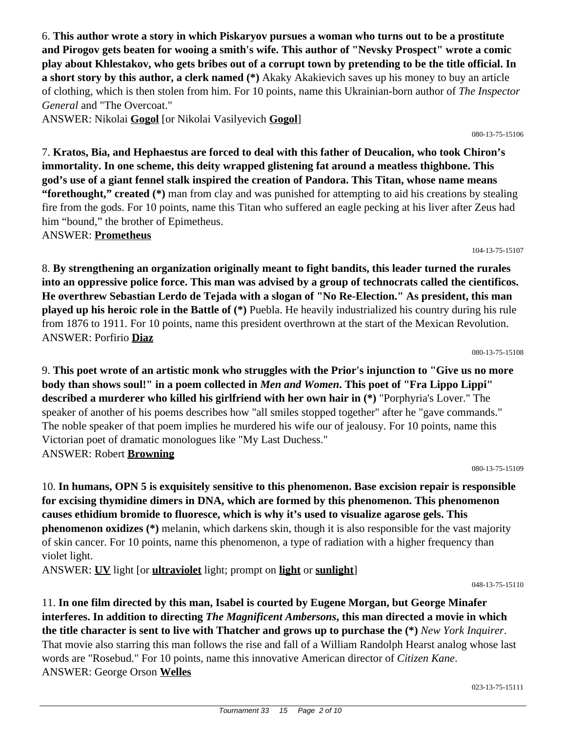6. **This author wrote a story in which Piskaryov pursues a woman who turns out to be a prostitute and Pirogov gets beaten for wooing a smith's wife. This author of "Nevsky Prospect" wrote a comic play about Khlestakov, who gets bribes out of a corrupt town by pretending to be the title official. In a short story by this author, a clerk named (*)** Akaky Akakievich saves up his money to buy an article of clothing, which is then stolen from him. For 10 points, name this Ukrainian-born author of *The Inspector General* and "The Overcoat."

ANSWER: Nikolai **Gogol** [or Nikolai Vasilyevich **Gogol**]

080-13-75-15106

7. **Kratos, Bia, and Hephaestus are forced to deal with this father of Deucalion, who took Chiron's immortality. In one scheme, this deity wrapped glistening fat around a meatless thighbone. This god's use of a giant fennel stalk inspired the creation of Pandora. This Titan, whose name means "forethought," created (*)** man from clay and was punished for attempting to aid his creations by stealing fire from the gods. For 10 points, name this Titan who suffered an eagle pecking at his liver after Zeus had him "bound," the brother of Epimetheus.

ANSWER: **Prometheus**

104-13-75-15107

8. **By strengthening an organization originally meant to fight bandits, this leader turned the rurales into an oppressive police force. This man was advised by a group of technocrats called the cientificos. He overthrew Sebastian Lerdo de Tejada with a slogan of "No Re-Election." As president, this man played up his heroic role in the Battle of (*)** Puebla. He heavily industrialized his country during his rule from 1876 to 1911. For 10 points, name this president overthrown at the start of the Mexican Revolution.

ANSWER: Porfirio **Diaz**

080-13-75-15108

9. **This poet wrote of an artistic monk who struggles with the Prior's injunction to "Give us no more body than shows soul!" in a poem collected in *Men and Women*. This poet of "Fra Lippo Lippi" described a murderer who killed his girlfriend with her own hair in (*)** "Porphyria's Lover." The speaker of another of his poems describes how "all smiles stopped together" after he "gave commands." The noble speaker of that poem implies he murdered his wife our of jealousy. For 10 points, name this Victorian poet of dramatic monologues like "My Last Duchess."

ANSWER: Robert **Browning**

080-13-75-15109

10. **In humans, OPN 5 is exquisitely sensitive to this phenomenon. Base excision repair is responsible for excising thymidine dimers in DNA, which are formed by this phenomenon. This phenomenon causes ethidium bromide to fluoresce, which is why it's used to visualize agarose gels. This phenomenon oxidizes (*)** melanin, which darkens skin, though it is also responsible for the vast majority of skin cancer. For 10 points, name this phenomenon, a type of radiation with a higher frequency than violet light.

ANSWER: **UV** light [or **ultraviolet** light; prompt on **light** or **sunlight**]

048-13-75-15110

11. **In one film directed by this man, Isabel is courted by Eugene Morgan, but George Minafer interferes. In addition to directing *The Magnificent Ambersons*, this man directed a movie in which the title character is sent to live with Thatcher and grows up to purchase the (*)** *New York Inquirer*. That movie also starring this man follows the rise and fall of a William Randolph Hearst analog whose last words are "Rosebud." For 10 points, name this innovative American director of *Citizen Kane*.

ANSWER: George Orson **Welles**

023-13-75-15111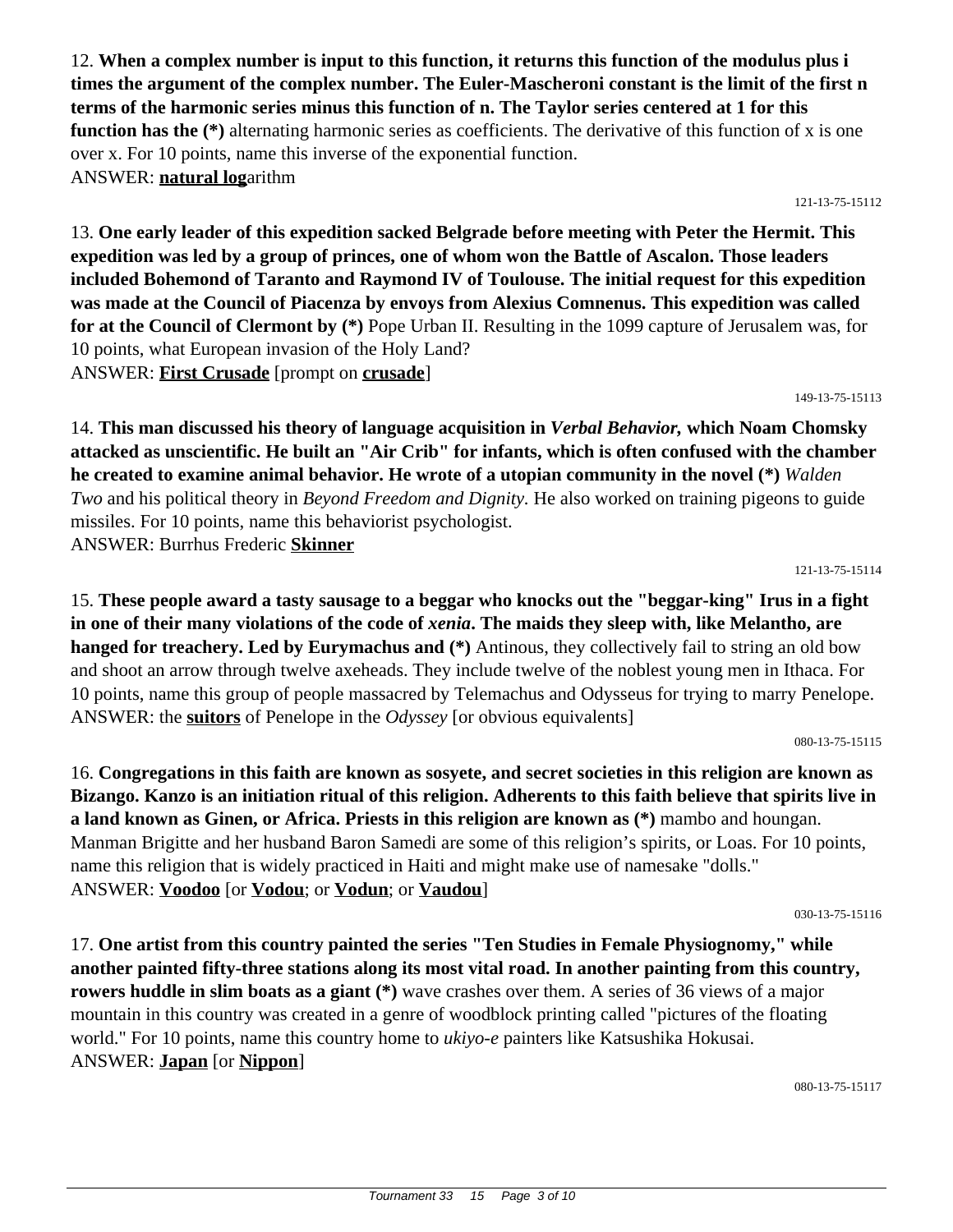12. **When a complex number is input to this function, it returns this function of the modulus plus i times the argument of the complex number. The Euler-Mascheroni constant is the limit of the first n terms of the harmonic series minus this function of n. The Taylor series centered at 1 for this function has the (*)** alternating harmonic series as coefficients. The derivative of this function of x is one over x. For 10 points, name this inverse of the exponential function.
ANSWER: **natural log**arithm

121-13-75-15112

13. **One early leader of this expedition sacked Belgrade before meeting with Peter the Hermit. This expedition was led by a group of princes, one of whom won the Battle of Ascalon. Those leaders included Bohemond of Taranto and Raymond IV of Toulouse. The initial request for this expedition was made at the Council of Piacenza by envoys from Alexius Comnenus. This expedition was called for at the Council of Clermont by (*)** Pope Urban II. Resulting in the 1099 capture of Jerusalem was, for 10 points, what European invasion of the Holy Land?
ANSWER: **First Crusade** [prompt on **crusade**]

149-13-75-15113

14. **This man discussed his theory of language acquisition in *Verbal Behavior,* which Noam Chomsky attacked as unscientific. He built an "Air Crib" for infants, which is often confused with the chamber he created to examine animal behavior. He wrote of a utopian community in the novel (*)** *Walden Two* and his political theory in *Beyond Freedom and Dignity*. He also worked on training pigeons to guide missiles. For 10 points, name this behaviorist psychologist.
ANSWER: Burrhus Frederic **Skinner**

121-13-75-15114

15. **These people award a tasty sausage to a beggar who knocks out the "beggar-king" Irus in a fight in one of their many violations of the code of *xenia*. The maids they sleep with, like Melantho, are hanged for treachery. Led by Eurymachus and (*)** Antinous, they collectively fail to string an old bow and shoot an arrow through twelve axeheads. They include twelve of the noblest young men in Ithaca. For 10 points, name this group of people massacred by Telemachus and Odysseus for trying to marry Penelope.
ANSWER: the **suitors** of Penelope in the *Odyssey* [or obvious equivalents]

080-13-75-15115

16. **Congregations in this faith are known as sosyete, and secret societies in this religion are known as Bizango. Kanzo is an initiation ritual of this religion. Adherents to this faith believe that spirits live in a land known as Ginen, or Africa. Priests in this religion are known as (*)** mambo and houngan. Manman Brigitte and her husband Baron Samedi are some of this religion's spirits, or Loas. For 10 points, name this religion that is widely practiced in Haiti and might make use of namesake "dolls."
ANSWER: **Voodoo** [or **Vodou**; or **Vodun**; or **Vaudou**]

030-13-75-15116

17. **One artist from this country painted the series "Ten Studies in Female Physiognomy," while another painted fifty-three stations along its most vital road. In another painting from this country, rowers huddle in slim boats as a giant (*)** wave crashes over them. A series of 36 views of a major mountain in this country was created in a genre of woodblock printing called "pictures of the floating world." For 10 points, name this country home to *ukiyo-e* painters like Katsushika Hokusai.
ANSWER: **Japan** [or **Nippon**]

080-13-75-15117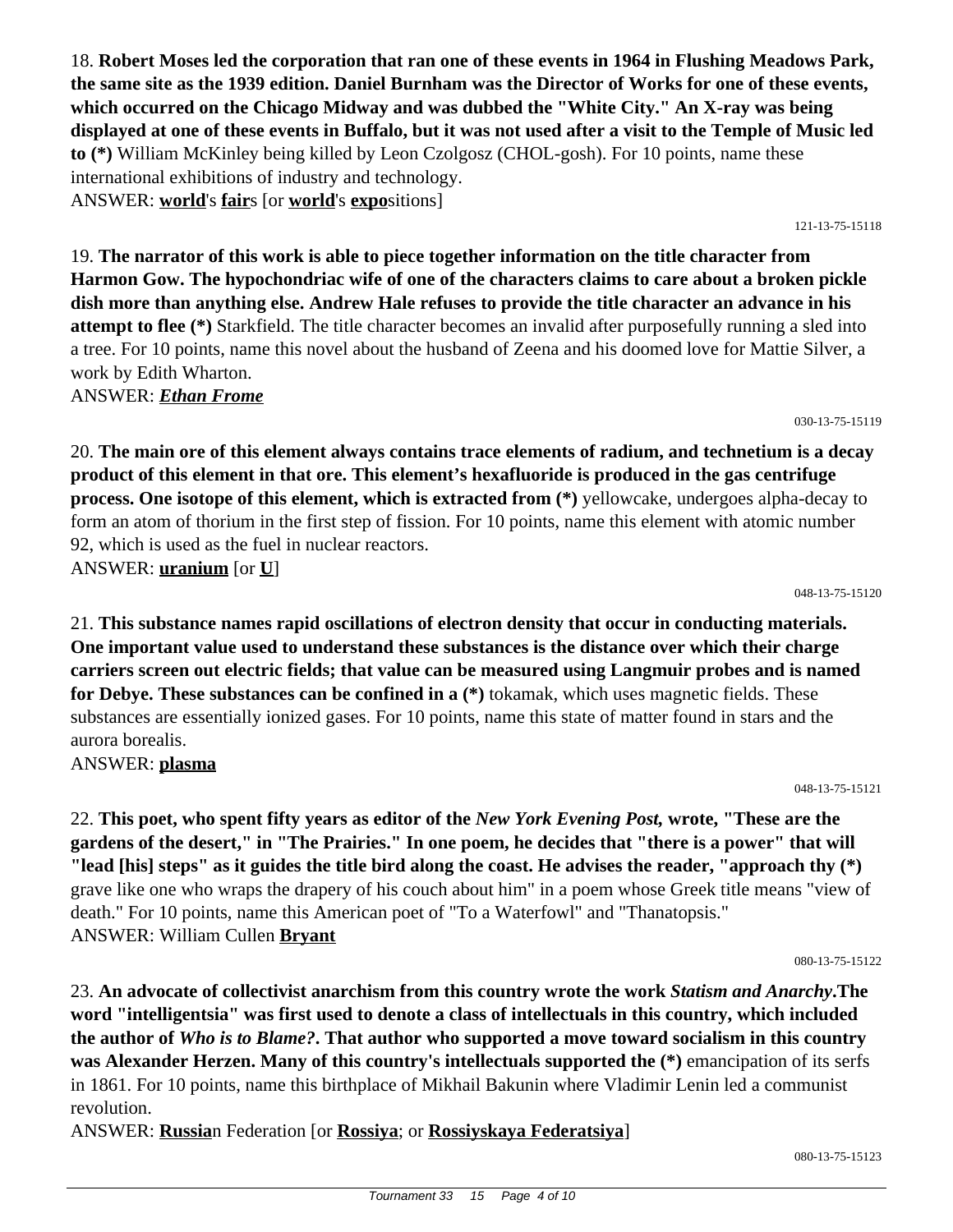18. **Robert Moses led the corporation that ran one of these events in 1964 in Flushing Meadows Park, the same site as the 1939 edition. Daniel Burnham was the Director of Works for one of these events, which occurred on the Chicago Midway and was dubbed the "White City." An X-ray was being displayed at one of these events in Buffalo, but it was not used after a visit to the Temple of Music led to (*)** William McKinley being killed by Leon Czolgosz (CHOL-gosh). For 10 points, name these international exhibitions of industry and technology.
ANSWER: **world**'s **fair**s [or **world**'s **expo**sitions]

121-13-75-15118

19. **The narrator of this work is able to piece together information on the title character from Harmon Gow. The hypochondriac wife of one of the characters claims to care about a broken pickle dish more than anything else. Andrew Hale refuses to provide the title character an advance in his attempt to flee (*)** Starkfield. The title character becomes an invalid after purposefully running a sled into a tree. For 10 points, name this novel about the husband of Zeena and his doomed love for Mattie Silver, a work by Edith Wharton.
ANSWER: ***Ethan Frome***

030-13-75-15119

20. **The main ore of this element always contains trace elements of radium, and technetium is a decay product of this element in that ore. This element's hexafluoride is produced in the gas centrifuge process. One isotope of this element, which is extracted from (*)** yellowcake, undergoes alpha-decay to form an atom of thorium in the first step of fission. For 10 points, name this element with atomic number 92, which is used as the fuel in nuclear reactors.
ANSWER: **uranium** [or **U**]

048-13-75-15120

21. **This substance names rapid oscillations of electron density that occur in conducting materials. One important value used to understand these substances is the distance over which their charge carriers screen out electric fields; that value can be measured using Langmuir probes and is named for Debye. These substances can be confined in a (*)** tokamak, which uses magnetic fields. These substances are essentially ionized gases. For 10 points, name this state of matter found in stars and the aurora borealis.
ANSWER: **plasma**

048-13-75-15121

22. **This poet, who spent fifty years as editor of the *New York Evening Post,* wrote, "These are the gardens of the desert," in "The Prairies." In one poem, he decides that "there is a power" that will "lead [his] steps" as it guides the title bird along the coast. He advises the reader, "approach thy (*)** grave like one who wraps the drapery of his couch about him" in a poem whose Greek title means "view of death." For 10 points, name this American poet of "To a Waterfowl" and "Thanatopsis."
ANSWER: William Cullen **Bryant**

080-13-75-15122

23. **An advocate of collectivist anarchism from this country wrote the work *Statism and Anarchy*.The word "intelligentsia" was first used to denote a class of intellectuals in this country, which included the author of *Who is to Blame?*. That author who supported a move toward socialism in this country was Alexander Herzen. Many of this country's intellectuals supported the (*)** emancipation of its serfs in 1861. For 10 points, name this birthplace of Mikhail Bakunin where Vladimir Lenin led a communist revolution.
ANSWER: **Russia**n Federation [or **Rossiya**; or **Rossiyskaya Federatsiya**]

080-13-75-15123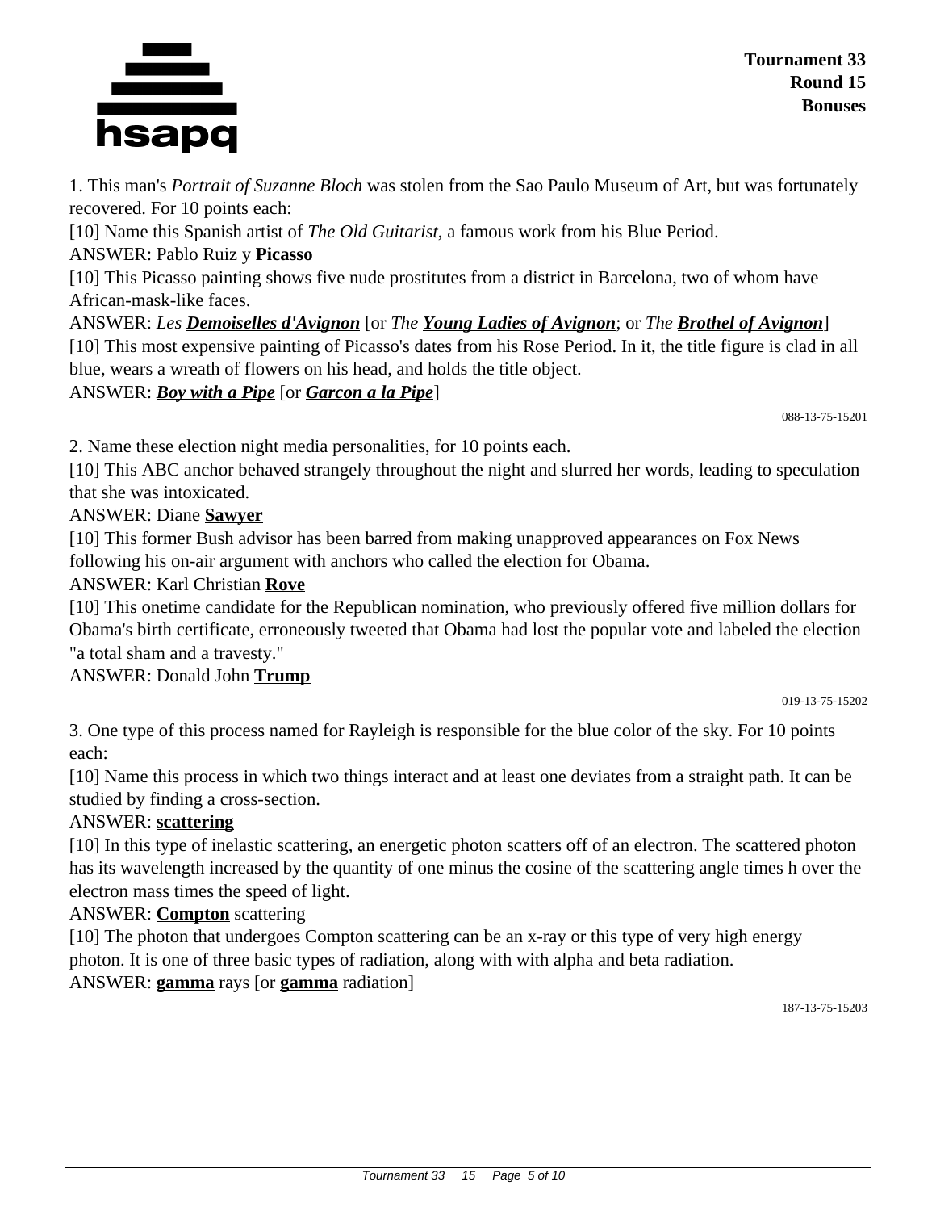1. This man's *Portrait of Suzanne Bloch* was stolen from the Sao Paulo Museum of Art, but was fortunately recovered. For 10 points each:

[10] Name this Spanish artist of *The Old Guitarist*, a famous work from his Blue Period.

ANSWER: Pablo Ruiz y **Picasso**

[10] This Picasso painting shows five nude prostitutes from a district in Barcelona, two of whom have African-mask-like faces.

ANSWER: *Les **Demoiselles d'Avignon*** [or *The **Young Ladies of Avignon***; or *The **Brothel of Avignon***]

[10] This most expensive painting of Picasso's dates from his Rose Period. In it, the title figure is clad in all blue, wears a wreath of flowers on his head, and holds the title object.

ANSWER: ***Boy with a Pipe*** [or ***Garcon a la Pipe***]

088-13-75-15201

2. Name these election night media personalities, for 10 points each.

[10] This ABC anchor behaved strangely throughout the night and slurred her words, leading to speculation that she was intoxicated.

ANSWER: Diane **Sawyer**

[10] This former Bush advisor has been barred from making unapproved appearances on Fox News following his on-air argument with anchors who called the election for Obama.

ANSWER: Karl Christian **Rove**

[10] This onetime candidate for the Republican nomination, who previously offered five million dollars for Obama's birth certificate, erroneously tweeted that Obama had lost the popular vote and labeled the election "a total sham and a travesty."

ANSWER: Donald John **Trump**

019-13-75-15202

3. One type of this process named for Rayleigh is responsible for the blue color of the sky. For 10 points each:

[10] Name this process in which two things interact and at least one deviates from a straight path. It can be studied by finding a cross-section.

ANSWER: **scattering**

[10] In this type of inelastic scattering, an energetic photon scatters off of an electron. The scattered photon has its wavelength increased by the quantity of one minus the cosine of the scattering angle times h over the electron mass times the speed of light.

ANSWER: **Compton** scattering

[10] The photon that undergoes Compton scattering can be an x-ray or this type of very high energy photon. It is one of three basic types of radiation, along with with alpha and beta radiation.

ANSWER: **gamma** rays [or **gamma** radiation]

187-13-75-15203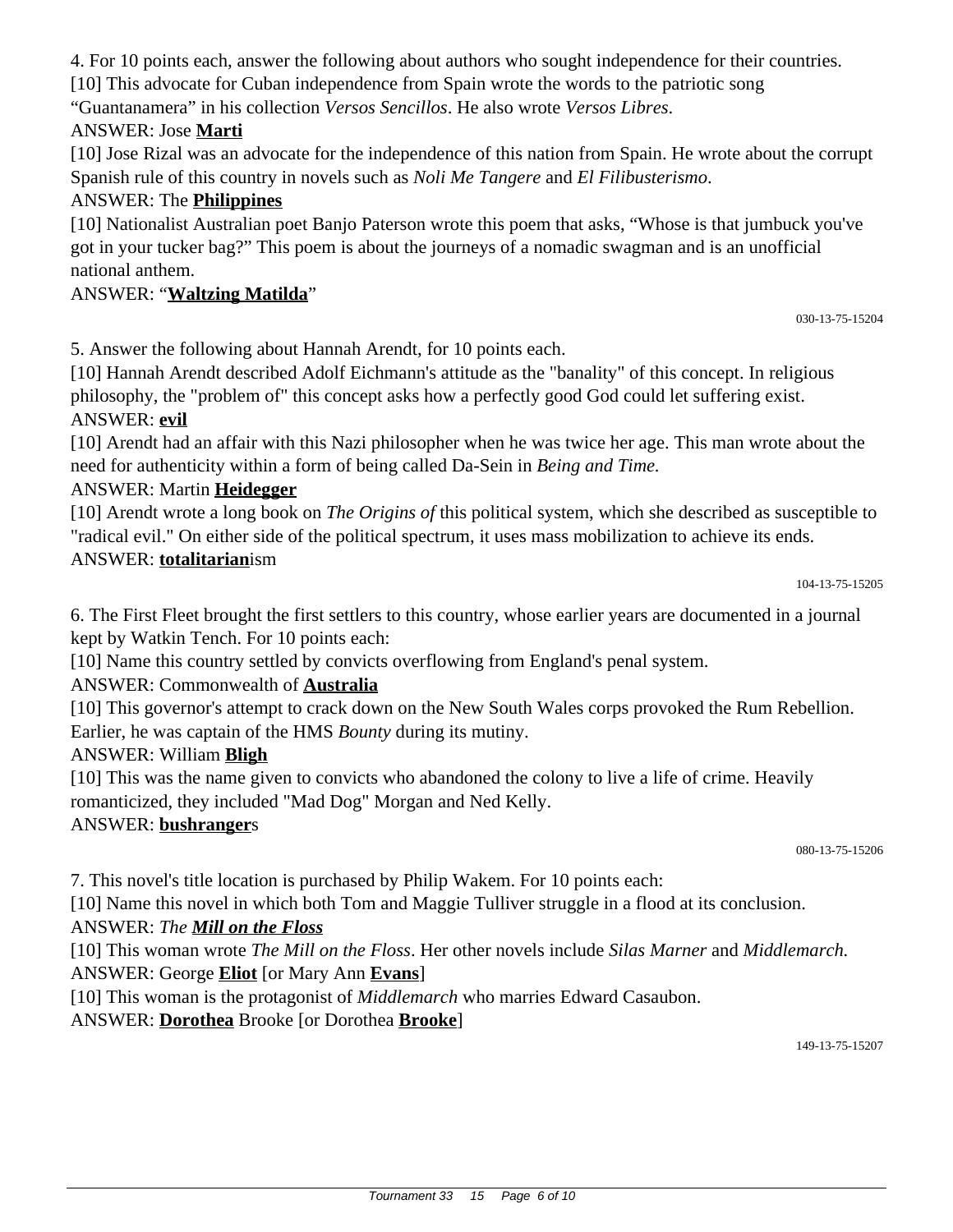4. For 10 points each, answer the following about authors who sought independence for their countries.

[10] This advocate for Cuban independence from Spain wrote the words to the patriotic song "Guantanamera" in his collection *Versos Sencillos*. He also wrote *Versos Libres*.

ANSWER: Jose **<u>Marti</u>**

[10] Jose Rizal was an advocate for the independence of this nation from Spain. He wrote about the corrupt Spanish rule of this country in novels such as *Noli Me Tangere* and *El Filibusterismo*.

ANSWER: The **<u>Philippines</u>**

[10] Nationalist Australian poet Banjo Paterson wrote this poem that asks, "Whose is that jumbuck you've got in your tucker bag?" This poem is about the journeys of a nomadic swagman and is an unofficial national anthem.

ANSWER: "**<u>Waltzing Matilda</u>**"

030-13-75-15204

5. Answer the following about Hannah Arendt, for 10 points each.

[10] Hannah Arendt described Adolf Eichmann's attitude as the "banality" of this concept. In religious philosophy, the "problem of" this concept asks how a perfectly good God could let suffering exist.

ANSWER: **<u>evil</u>**

[10] Arendt had an affair with this Nazi philosopher when he was twice her age. This man wrote about the need for authenticity within a form of being called Da-Sein in *Being and Time.*

ANSWER: Martin **<u>Heidegger</u>**

[10] Arendt wrote a long book on *The Origins of* this political system, which she described as susceptible to "radical evil." On either side of the political spectrum, it uses mass mobilization to achieve its ends.

ANSWER: **<u>totalitarian</u>**ism

104-13-75-15205

6. The First Fleet brought the first settlers to this country, whose earlier years are documented in a journal kept by Watkin Tench. For 10 points each:

[10] Name this country settled by convicts overflowing from England's penal system.

ANSWER: Commonwealth of **<u>Australia</u>**

[10] This governor's attempt to crack down on the New South Wales corps provoked the Rum Rebellion. Earlier, he was captain of the HMS *Bounty* during its mutiny.

ANSWER: William **<u>Bligh</u>**

[10] This was the name given to convicts who abandoned the colony to live a life of crime. Heavily romanticized, they included "Mad Dog" Morgan and Ned Kelly.

ANSWER: **<u>bushranger</u>**s

080-13-75-15206

7. This novel's title location is purchased by Philip Wakem. For 10 points each:

[10] Name this novel in which both Tom and Maggie Tulliver struggle in a flood at its conclusion.

ANSWER: *The* ***<u>Mill on the Floss</u>***

[10] This woman wrote *The Mill on the Floss*. Her other novels include *Silas Marner* and *Middlemarch.*

ANSWER: George **<u>Eliot</u>** [or Mary Ann **<u>Evans</u>**]

[10] This woman is the protagonist of *Middlemarch* who marries Edward Casaubon.

ANSWER: **<u>Dorothea</u>** Brooke [or Dorothea **<u>Brooke</u>**]

149-13-75-15207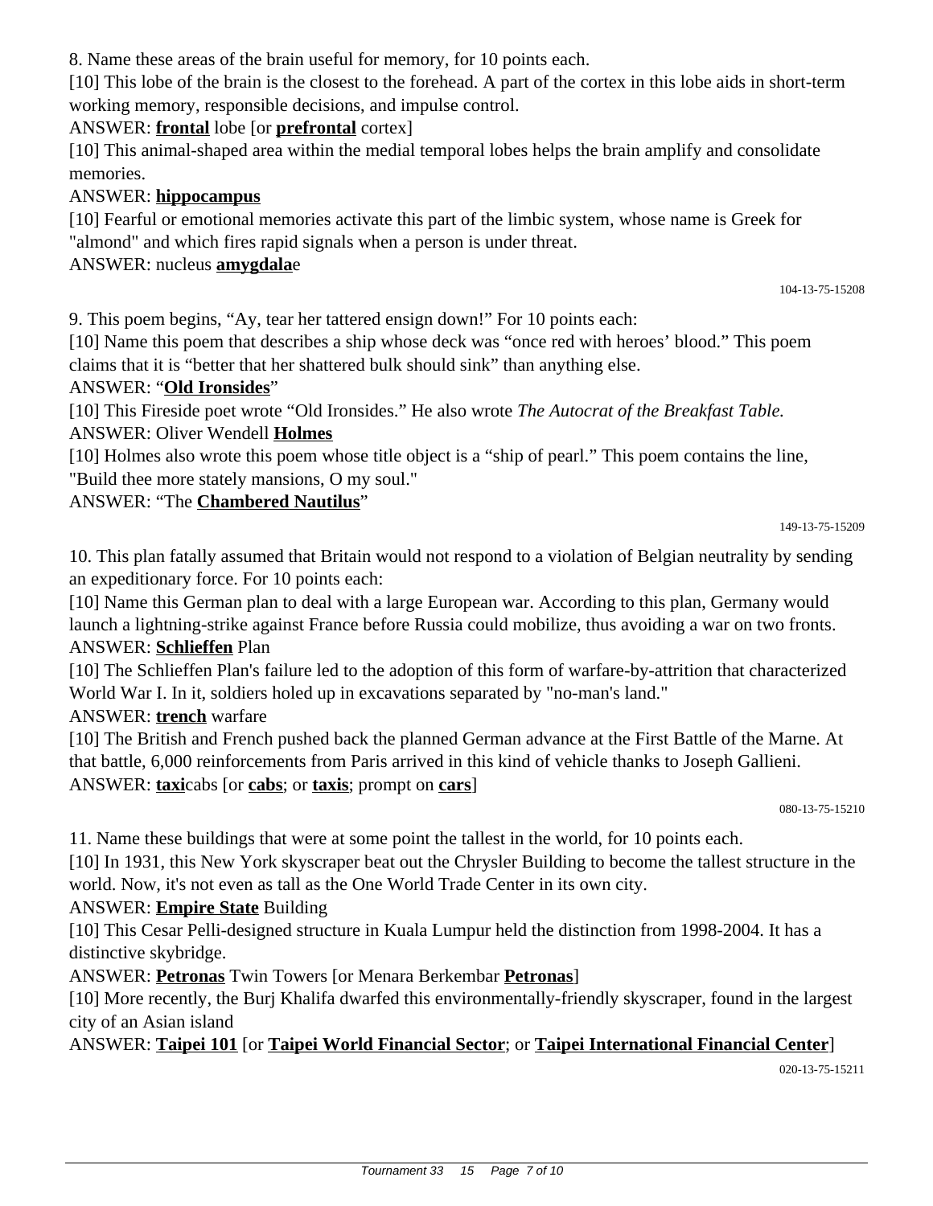8. Name these areas of the brain useful for memory, for 10 points each.

[10] This lobe of the brain is the closest to the forehead. A part of the cortex in this lobe aids in short-term working memory, responsible decisions, and impulse control.

ANSWER: **frontal** lobe [or **prefrontal** cortex]

[10] This animal-shaped area within the medial temporal lobes helps the brain amplify and consolidate memories.

ANSWER: **hippocampus**

[10] Fearful or emotional memories activate this part of the limbic system, whose name is Greek for "almond" and which fires rapid signals when a person is under threat.

ANSWER: nucleus **amygdala**e

104-13-75-15208

9. This poem begins, “Ay, tear her tattered ensign down!” For 10 points each:

[10] Name this poem that describes a ship whose deck was “once red with heroes’ blood.” This poem claims that it is “better that her shattered bulk should sink” than anything else.

ANSWER: “**Old Ironsides**”

[10] This Fireside poet wrote “Old Ironsides.” He also wrote *The Autocrat of the Breakfast Table.*

ANSWER: Oliver Wendell **Holmes**

[10] Holmes also wrote this poem whose title object is a “ship of pearl.” This poem contains the line, "Build thee more stately mansions, O my soul."

ANSWER: “The **Chambered Nautilus**”

149-13-75-15209

10. This plan fatally assumed that Britain would not respond to a violation of Belgian neutrality by sending an expeditionary force. For 10 points each:

[10] Name this German plan to deal with a large European war. According to this plan, Germany would launch a lightning-strike against France before Russia could mobilize, thus avoiding a war on two fronts.

ANSWER: **Schlieffen** Plan

[10] The Schlieffen Plan's failure led to the adoption of this form of warfare-by-attrition that characterized World War I. In it, soldiers holed up in excavations separated by "no-man's land."

ANSWER: **trench** warfare

[10] The British and French pushed back the planned German advance at the First Battle of the Marne. At that battle, 6,000 reinforcements from Paris arrived in this kind of vehicle thanks to Joseph Gallieni.

ANSWER: **taxi**cabs [or **cabs**; or **taxis**; prompt on **cars**]

080-13-75-15210

11. Name these buildings that were at some point the tallest in the world, for 10 points each.

[10] In 1931, this New York skyscraper beat out the Chrysler Building to become the tallest structure in the world. Now, it's not even as tall as the One World Trade Center in its own city.

ANSWER: **Empire State** Building

[10] This Cesar Pelli-designed structure in Kuala Lumpur held the distinction from 1998-2004. It has a distinctive skybridge.

ANSWER: **Petronas** Twin Towers [or Menara Berkembar **Petronas**]

[10] More recently, the Burj Khalifa dwarfed this environmentally-friendly skyscraper, found in the largest city of an Asian island

ANSWER: **Taipei 101** [or **Taipei World Financial Sector**; or **Taipei International Financial Center**]

020-13-75-15211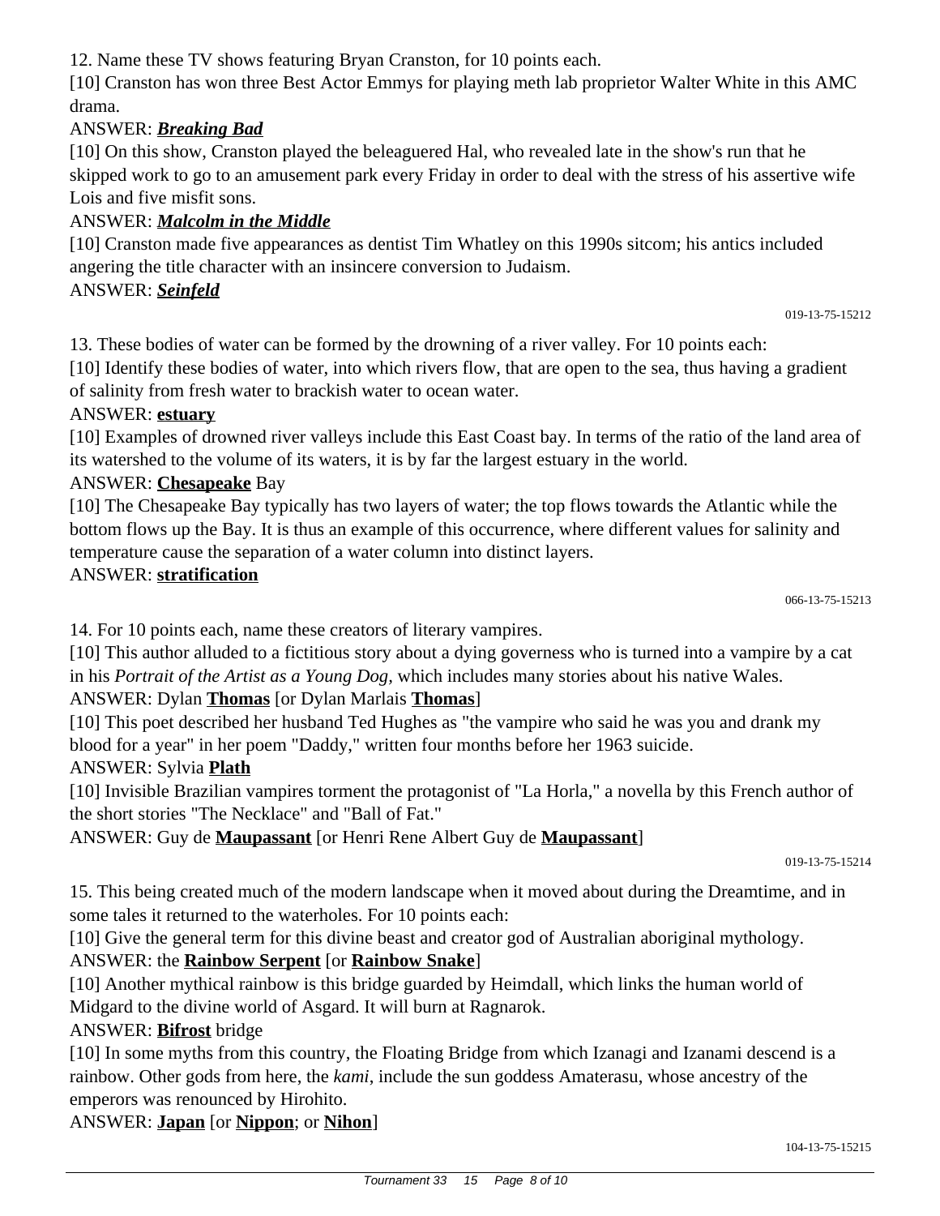12. Name these TV shows featuring Bryan Cranston, for 10 points each.

[10] Cranston has won three Best Actor Emmys for playing meth lab proprietor Walter White in this AMC drama.

ANSWER: ***Breaking Bad***

[10] On this show, Cranston played the beleaguered Hal, who revealed late in the show's run that he skipped work to go to an amusement park every Friday in order to deal with the stress of his assertive wife Lois and five misfit sons.

ANSWER: ***Malcolm in the Middle***

[10] Cranston made five appearances as dentist Tim Whatley on this 1990s sitcom; his antics included angering the title character with an insincere conversion to Judaism.

ANSWER: ***Seinfeld***

019-13-75-15212

13. These bodies of water can be formed by the drowning of a river valley. For 10 points each:

[10] Identify these bodies of water, into which rivers flow, that are open to the sea, thus having a gradient of salinity from fresh water to brackish water to ocean water.

ANSWER: **estuary**

[10] Examples of drowned river valleys include this East Coast bay. In terms of the ratio of the land area of its watershed to the volume of its waters, it is by far the largest estuary in the world.

ANSWER: **Chesapeake** Bay

[10] The Chesapeake Bay typically has two layers of water; the top flows towards the Atlantic while the bottom flows up the Bay. It is thus an example of this occurrence, where different values for salinity and temperature cause the separation of a water column into distinct layers.

ANSWER: **stratification**

066-13-75-15213

14. For 10 points each, name these creators of literary vampires.

[10] This author alluded to a fictitious story about a dying governess who is turned into a vampire by a cat in his *Portrait of the Artist as a Young Dog,* which includes many stories about his native Wales.

ANSWER: Dylan **Thomas** [or Dylan Marlais **Thomas**]

[10] This poet described her husband Ted Hughes as "the vampire who said he was you and drank my blood for a year" in her poem "Daddy," written four months before her 1963 suicide.

ANSWER: Sylvia **Plath**

[10] Invisible Brazilian vampires torment the protagonist of "La Horla," a novella by this French author of the short stories "The Necklace" and "Ball of Fat."

ANSWER: Guy de **Maupassant** [or Henri Rene Albert Guy de **Maupassant**]

019-13-75-15214

15. This being created much of the modern landscape when it moved about during the Dreamtime, and in some tales it returned to the waterholes. For 10 points each:

[10] Give the general term for this divine beast and creator god of Australian aboriginal mythology.

ANSWER: the **Rainbow Serpent** [or **Rainbow Snake**]

[10] Another mythical rainbow is this bridge guarded by Heimdall, which links the human world of Midgard to the divine world of Asgard. It will burn at Ragnarok.

ANSWER: **Bifrost** bridge

[10] In some myths from this country, the Floating Bridge from which Izanagi and Izanami descend is a rainbow. Other gods from here, the *kami*, include the sun goddess Amaterasu, whose ancestry of the emperors was renounced by Hirohito.

ANSWER: **Japan** [or **Nippon**; or **Nihon**]

104-13-75-15215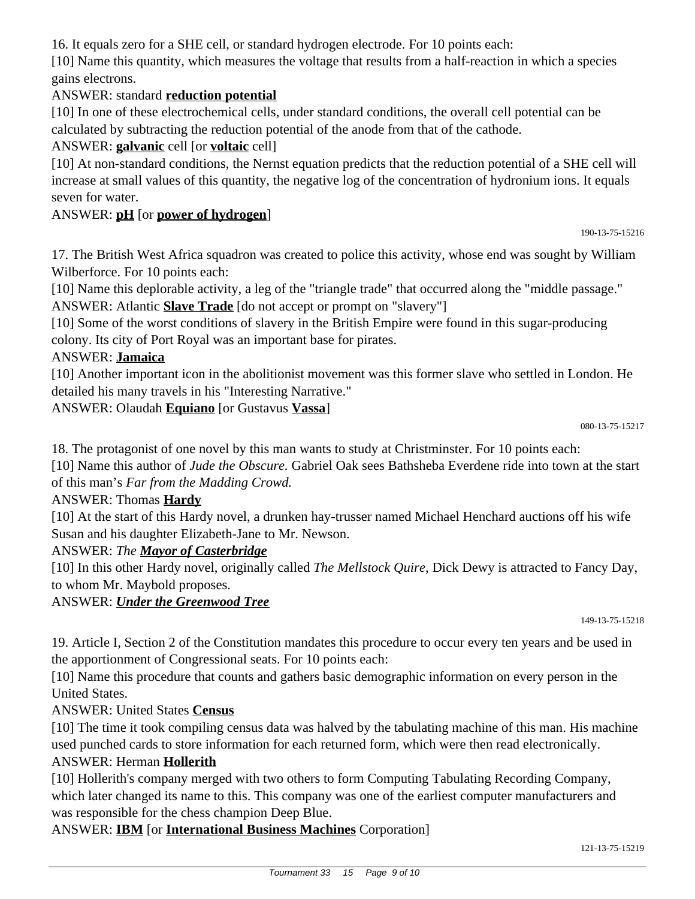16. It equals zero for a SHE cell, or standard hydrogen electrode. For 10 points each:

[10] Name this quantity, which measures the voltage that results from a half-reaction in which a species gains electrons.

ANSWER: standard **reduction potential**

[10] In one of these electrochemical cells, under standard conditions, the overall cell potential can be calculated by subtracting the reduction potential of the anode from that of the cathode.

ANSWER: **galvanic** cell [or **voltaic** cell]

[10] At non-standard conditions, the Nernst equation predicts that the reduction potential of a SHE cell will increase at small values of this quantity, the negative log of the concentration of hydronium ions. It equals seven for water.

ANSWER: **pH** [or **power of hydrogen**]

190-13-75-15216

17. The British West Africa squadron was created to police this activity, whose end was sought by William Wilberforce. For 10 points each:

[10] Name this deplorable activity, a leg of the "triangle trade" that occurred along the "middle passage."

ANSWER: Atlantic **Slave Trade** [do not accept or prompt on "slavery"]

[10] Some of the worst conditions of slavery in the British Empire were found in this sugar-producing colony. Its city of Port Royal was an important base for pirates.

ANSWER: **Jamaica**

[10] Another important icon in the abolitionist movement was this former slave who settled in London. He detailed his many travels in his "Interesting Narrative."

ANSWER: Olaudah **Equiano** [or Gustavus **Vassa**]

080-13-75-15217

18. The protagonist of one novel by this man wants to study at Christminster. For 10 points each:

[10] Name this author of *Jude the Obscure.* Gabriel Oak sees Bathsheba Everdene ride into town at the start of this man's *Far from the Madding Crowd.*

ANSWER: Thomas **Hardy**

[10] At the start of this Hardy novel, a drunken hay-trusser named Michael Henchard auctions off his wife Susan and his daughter Elizabeth-Jane to Mr. Newson.

ANSWER: *The **Mayor of Casterbridge***

[10] In this other Hardy novel, originally called *The Mellstock Quire*, Dick Dewy is attracted to Fancy Day, to whom Mr. Maybold proposes.

ANSWER: ***Under the Greenwood Tree***

149-13-75-15218

19. Article I, Section 2 of the Constitution mandates this procedure to occur every ten years and be used in the apportionment of Congressional seats. For 10 points each:

[10] Name this procedure that counts and gathers basic demographic information on every person in the United States.

ANSWER: United States **Census**

[10] The time it took compiling census data was halved by the tabulating machine of this man. His machine used punched cards to store information for each returned form, which were then read electronically.

ANSWER: Herman **Hollerith**

[10] Hollerith's company merged with two others to form Computing Tabulating Recording Company, which later changed its name to this. This company was one of the earliest computer manufacturers and was responsible for the chess champion Deep Blue.

ANSWER: **IBM** [or **International Business Machines** Corporation]

121-13-75-15219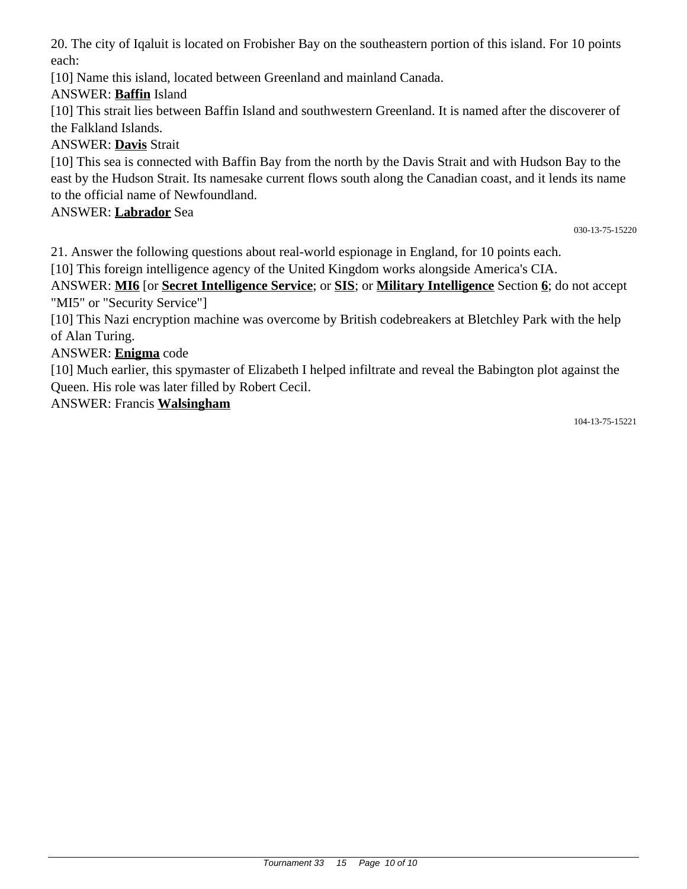20. The city of Iqaluit is located on Frobisher Bay on the southeastern portion of this island. For 10 points each:

[10] Name this island, located between Greenland and mainland Canada.

ANSWER: **Baffin** Island

[10] This strait lies between Baffin Island and southwestern Greenland. It is named after the discoverer of the Falkland Islands.

ANSWER: **Davis** Strait

[10] This sea is connected with Baffin Bay from the north by the Davis Strait and with Hudson Bay to the east by the Hudson Strait. Its namesake current flows south along the Canadian coast, and it lends its name to the official name of Newfoundland.

ANSWER: **Labrador** Sea

030-13-75-15220

21. Answer the following questions about real-world espionage in England, for 10 points each.

[10] This foreign intelligence agency of the United Kingdom works alongside America's CIA.

ANSWER: **MI6** [or **Secret Intelligence Service**; or **SIS**; or **Military Intelligence** Section **6**; do not accept "MI5" or "Security Service"]

[10] This Nazi encryption machine was overcome by British codebreakers at Bletchley Park with the help of Alan Turing.

ANSWER: **Enigma** code

[10] Much earlier, this spymaster of Elizabeth I helped infiltrate and reveal the Babington plot against the Queen. His role was later filled by Robert Cecil.

ANSWER: Francis **Walsingham**

104-13-75-15221